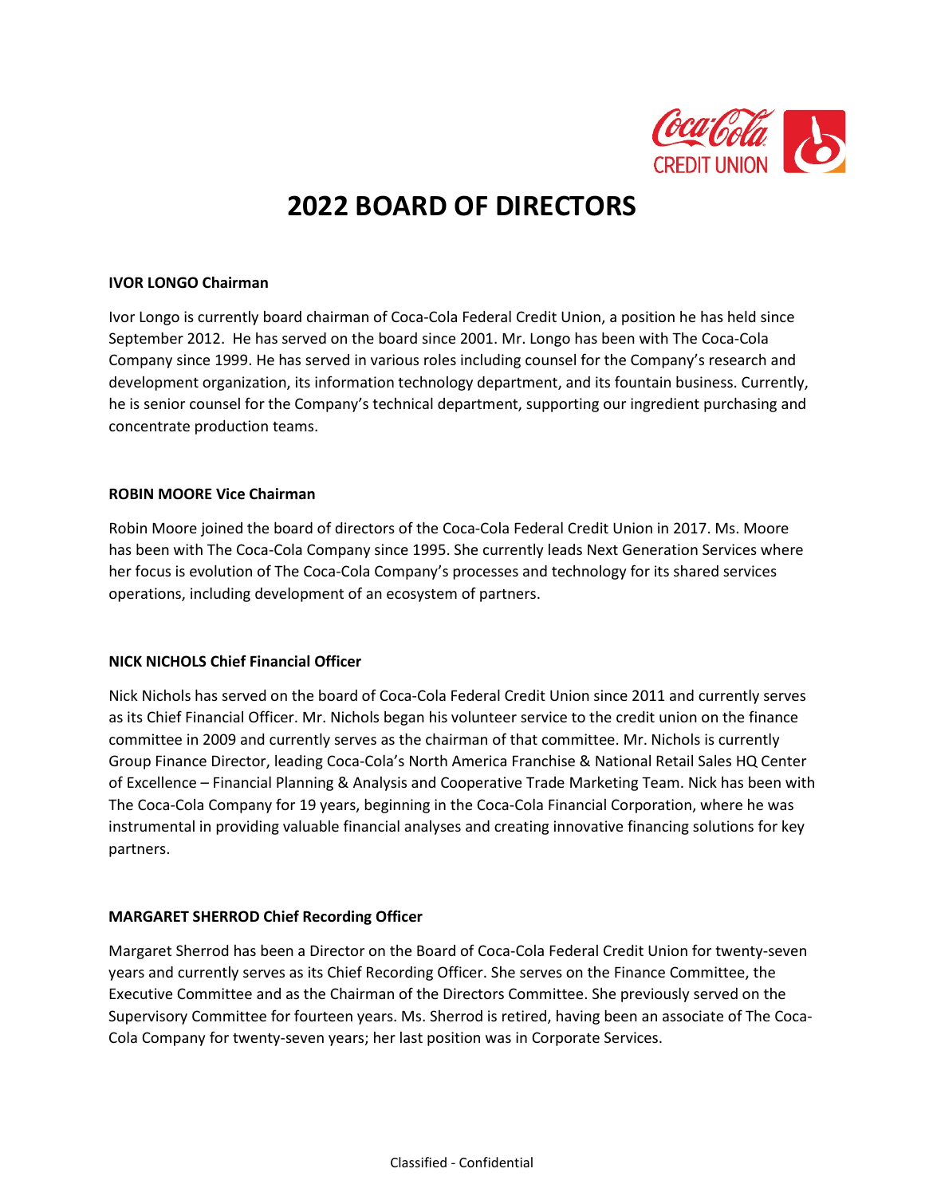# 2022 BOARD OF DIRECTORS

**IVOR LONGO Chairman**

Ivor Longo is currently board chairman of Coca-Cola Federal Credit Union, a position he has held since September 2012. He has served on the board since 2001. Mr. Longo has been with The Coca-Cola Company since 1999. He has served in various roles including counsel for the Company's research and development organization, its information technology department, and its fountain business. Currently, he is senior counsel for the Company's technical department, supporting our ingredient purchasing and concentrate production teams.

**ROBIN MOORE Vice Chairman**

Robin Moore joined the board of directors of the Coca-Cola Federal Credit Union in 2017. Ms. Moore has been with The Coca-Cola Company since 1995. She currently leads Next Generation Services where her focus is evolution of The Coca-Cola Company's processes and technology for its shared services operations, including development of an ecosystem of partners.

**NICK NICHOLS Chief Financial Officer**

Nick Nichols has served on the board of Coca-Cola Federal Credit Union since 2011 and currently serves as its Chief Financial Officer. Mr. Nichols began his volunteer service to the credit union on the finance committee in 2009 and currently serves as the chairman of that committee. Mr. Nichols is currently Group Finance Director, leading Coca-Cola's North America Franchise & National Retail Sales HQ Center of Excellence – Financial Planning & Analysis and Cooperative Trade Marketing Team. Nick has been with The Coca-Cola Company for 19 years, beginning in the Coca-Cola Financial Corporation, where he was instrumental in providing valuable financial analyses and creating innovative financing solutions for key partners.

**MARGARET SHERROD Chief Recording Officer**

Margaret Sherrod has been a Director on the Board of Coca-Cola Federal Credit Union for twenty-seven years and currently serves as its Chief Recording Officer. She serves on the Finance Committee, the Executive Committee and as the Chairman of the Directors Committee. She previously served on the Supervisory Committee for fourteen years. Ms. Sherrod is retired, having been an associate of The Coca-Cola Company for twenty-seven years; her last position was in Corporate Services.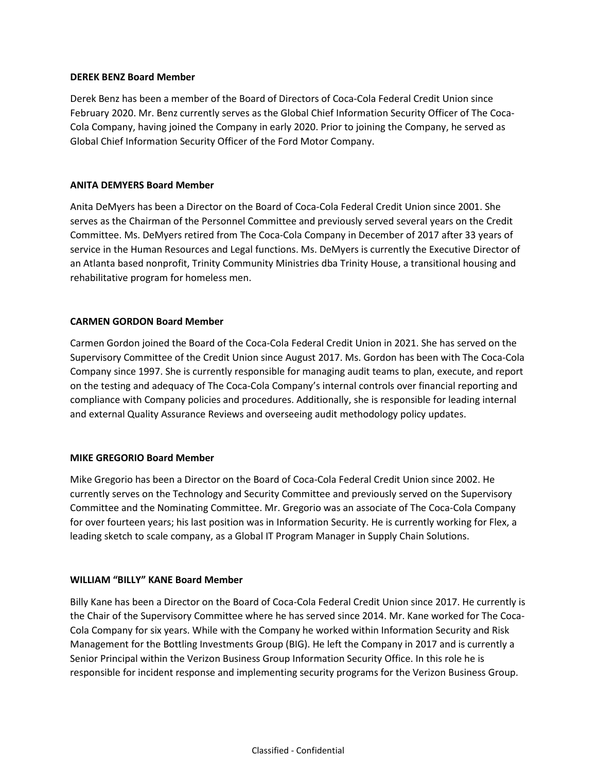**DEREK BENZ Board Member**

Derek Benz has been a member of the Board of Directors of Coca-Cola Federal Credit Union since February 2020. Mr. Benz currently serves as the Global Chief Information Security Officer of The Coca-Cola Company, having joined the Company in early 2020. Prior to joining the Company, he served as Global Chief Information Security Officer of the Ford Motor Company.

**ANITA DEMYERS Board Member**

Anita DeMyers has been a Director on the Board of Coca-Cola Federal Credit Union since 2001. She serves as the Chairman of the Personnel Committee and previously served several years on the Credit Committee. Ms. DeMyers retired from The Coca-Cola Company in December of 2017 after 33 years of service in the Human Resources and Legal functions. Ms. DeMyers is currently the Executive Director of an Atlanta based nonprofit, Trinity Community Ministries dba Trinity House, a transitional housing and rehabilitative program for homeless men.

**CARMEN GORDON Board Member**

Carmen Gordon joined the Board of the Coca-Cola Federal Credit Union in 2021. She has served on the Supervisory Committee of the Credit Union since August 2017. Ms. Gordon has been with The Coca-Cola Company since 1997. She is currently responsible for managing audit teams to plan, execute, and report on the testing and adequacy of The Coca-Cola Company's internal controls over financial reporting and compliance with Company policies and procedures. Additionally, she is responsible for leading internal and external Quality Assurance Reviews and overseeing audit methodology policy updates.

**MIKE GREGORIO Board Member**

Mike Gregorio has been a Director on the Board of Coca-Cola Federal Credit Union since 2002. He currently serves on the Technology and Security Committee and previously served on the Supervisory Committee and the Nominating Committee. Mr. Gregorio was an associate of The Coca-Cola Company for over fourteen years; his last position was in Information Security. He is currently working for Flex, a leading sketch to scale company, as a Global IT Program Manager in Supply Chain Solutions.

**WILLIAM "BILLY" KANE Board Member**

Billy Kane has been a Director on the Board of Coca-Cola Federal Credit Union since 2017. He currently is the Chair of the Supervisory Committee where he has served since 2014. Mr. Kane worked for The Coca-Cola Company for six years. While with the Company he worked within Information Security and Risk Management for the Bottling Investments Group (BIG). He left the Company in 2017 and is currently a Senior Principal within the Verizon Business Group Information Security Office. In this role he is responsible for incident response and implementing security programs for the Verizon Business Group.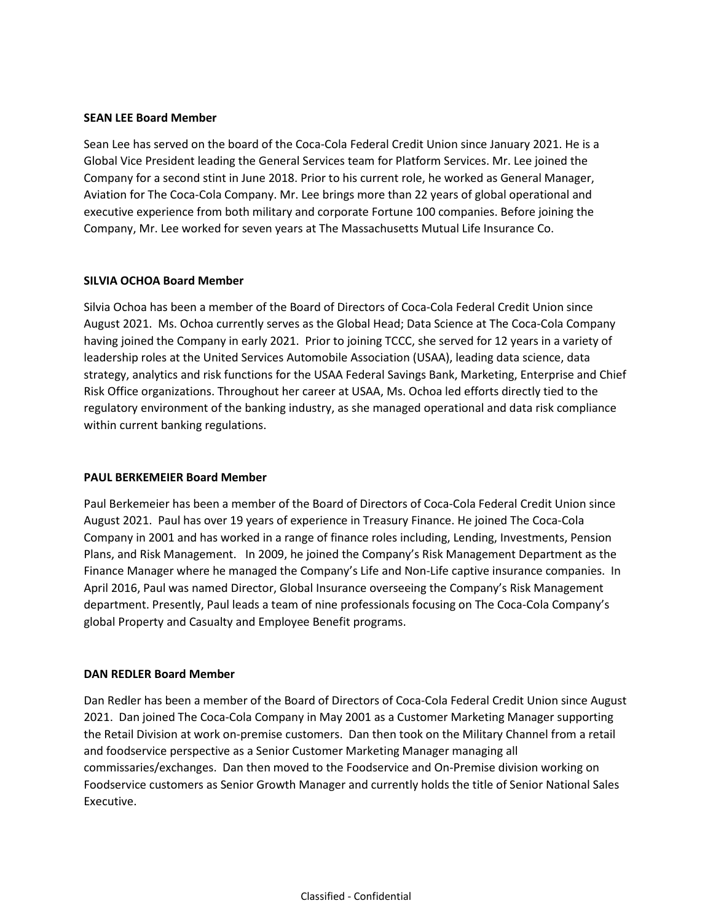**SEAN LEE Board Member**

Sean Lee has served on the board of the Coca-Cola Federal Credit Union since January 2021. He is a Global Vice President leading the General Services team for Platform Services. Mr. Lee joined the Company for a second stint in June 2018. Prior to his current role, he worked as General Manager, Aviation for The Coca-Cola Company. Mr. Lee brings more than 22 years of global operational and executive experience from both military and corporate Fortune 100 companies. Before joining the Company, Mr. Lee worked for seven years at The Massachusetts Mutual Life Insurance Co.

**SILVIA OCHOA Board Member**

Silvia Ochoa has been a member of the Board of Directors of Coca-Cola Federal Credit Union since August 2021. Ms. Ochoa currently serves as the Global Head; Data Science at The Coca-Cola Company having joined the Company in early 2021. Prior to joining TCCC, she served for 12 years in a variety of leadership roles at the United Services Automobile Association (USAA), leading data science, data strategy, analytics and risk functions for the USAA Federal Savings Bank, Marketing, Enterprise and Chief Risk Office organizations. Throughout her career at USAA, Ms. Ochoa led efforts directly tied to the regulatory environment of the banking industry, as she managed operational and data risk compliance within current banking regulations.

**PAUL BERKEMEIER Board Member**

Paul Berkemeier has been a member of the Board of Directors of Coca-Cola Federal Credit Union since August 2021. Paul has over 19 years of experience in Treasury Finance. He joined The Coca-Cola Company in 2001 and has worked in a range of finance roles including, Lending, Investments, Pension Plans, and Risk Management. In 2009, he joined the Company's Risk Management Department as the Finance Manager where he managed the Company's Life and Non-Life captive insurance companies. In April 2016, Paul was named Director, Global Insurance overseeing the Company's Risk Management department. Presently, Paul leads a team of nine professionals focusing on The Coca-Cola Company's global Property and Casualty and Employee Benefit programs.

**DAN REDLER Board Member**

Dan Redler has been a member of the Board of Directors of Coca-Cola Federal Credit Union since August 2021. Dan joined The Coca-Cola Company in May 2001 as a Customer Marketing Manager supporting the Retail Division at work on-premise customers. Dan then took on the Military Channel from a retail and foodservice perspective as a Senior Customer Marketing Manager managing all commissaries/exchanges. Dan then moved to the Foodservice and On-Premise division working on Foodservice customers as Senior Growth Manager and currently holds the title of Senior National Sales Executive.